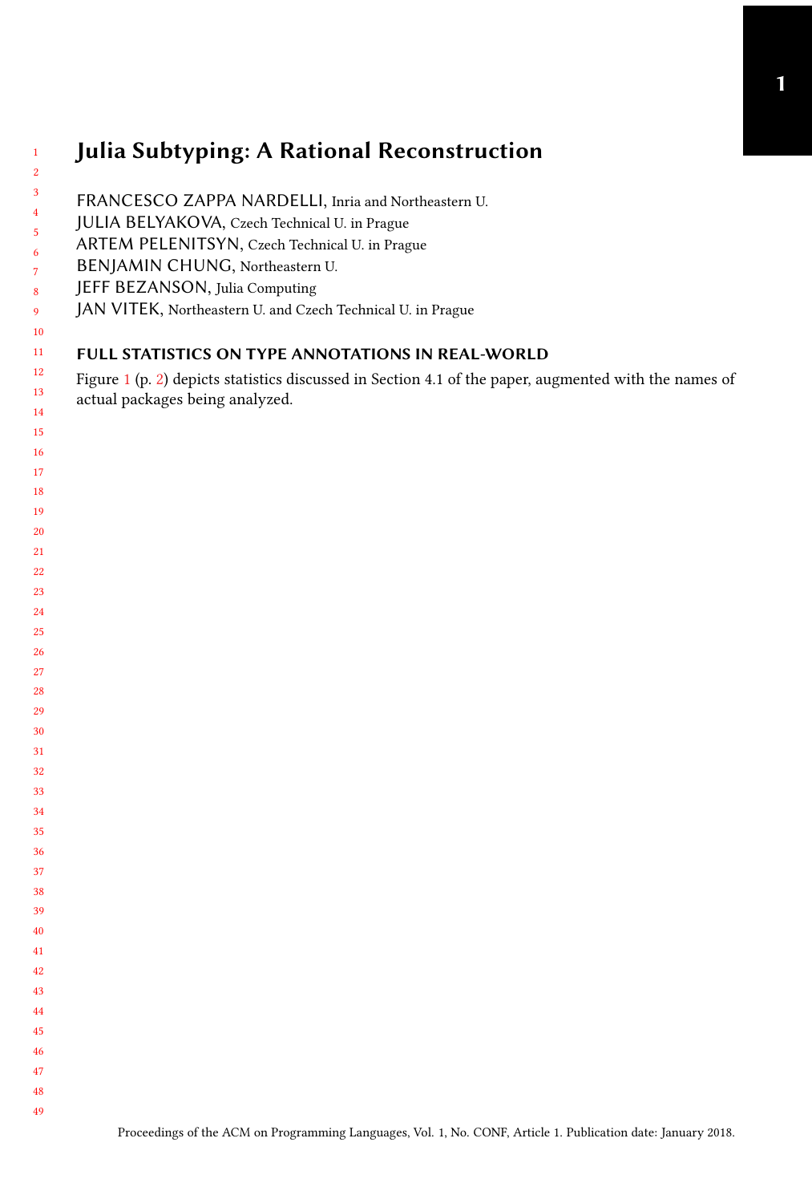# Julia Subtyping: A Rational Reconstruction

FRANCESCO ZAPPA NARDELLI, Inria and Northeastern U.
JULIA BELYAKOVA, Czech Technical U. in Prague
ARTEM PELENITSYN, Czech Technical U. in Prague
BENJAMIN CHUNG, Northeastern U.
JEFF BEZANSON, Julia Computing
JAN VITEK, Northeastern U. and Czech Technical U. in Prague

## FULL STATISTICS ON TYPE ANNOTATIONS IN REAL-WORLD

Figure 1 (p. 2) depicts statistics discussed in Section 4.1 of the paper, augmented with the names of actual packages being analyzed.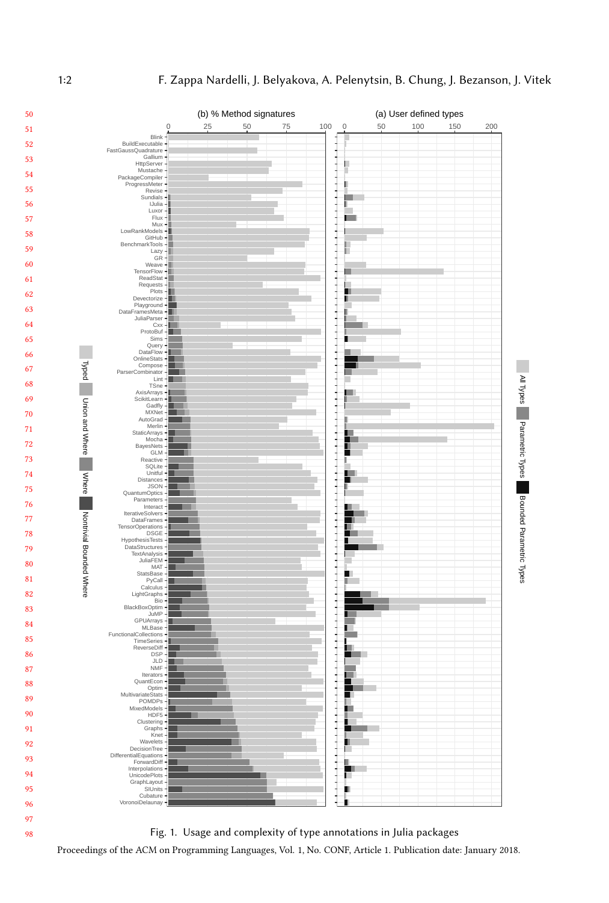(b) % Method signatures

0 25 50 75 100

(a) User defined types

0 50 100 150 200

Blink
BuildExecutable
FastGaussQuadrature
Gallium
HttpServer
Mustache
PackageCompiler
ProgressMeter
Revise
Sundials
IJulia
Luxor
Flux
Mux
LowRankModels
GitHub
BenchmarkTools
Lazy
GR
Weave
TensorFlow
ReadStat
Requests
Plots
Devectorize
Playground
DataFramesMeta
JuliaParser
Cxx
ProtoBuf
Sims
Query
DataFlow
OnlineStats
Compose
ParserCombinator
Lint
TSne
AxisArrays
ScikitLearn
Gadfly
MXNet
AutoGrad
Merlin
StaticArrays
Mocha
BayesNets
GLM
Reactive
SQLite
Unitful
Distances
JSON
QuantumOptics
Parameters
Interact
IterativeSolvers
DataFrames
TensorOperations
DSGE
HypothesisTests
DataStructures
TextAnalysis
JuliaFEM
MAT
StatsBase
PyCall
Calculus
LightGraphs
Bio
BlackBoxOptim
JuMP
GPUArrays
MLBase
FunctionalCollections
TimeSeries
ReverseDiff
DSP
JLD
NMF
Iterators
QuantEcon
Optim
MultivariateStats
POMDPs
MixedModels
HDF5
Clustering
Graphs
Knet
Wavelets
DecisionTree
DifferentialEquations
ForwardDiff
Interpolations
UnicodePlots
GraphLayout
SIUnits
Cubature
VoronoiDelaunay

Typed
Union and Where
Where
Nontrivial Bounded Where

All Types
Parametric Types
Bounded Parametric Types

Fig. 1. Usage and complexity of type annotations in Julia packages